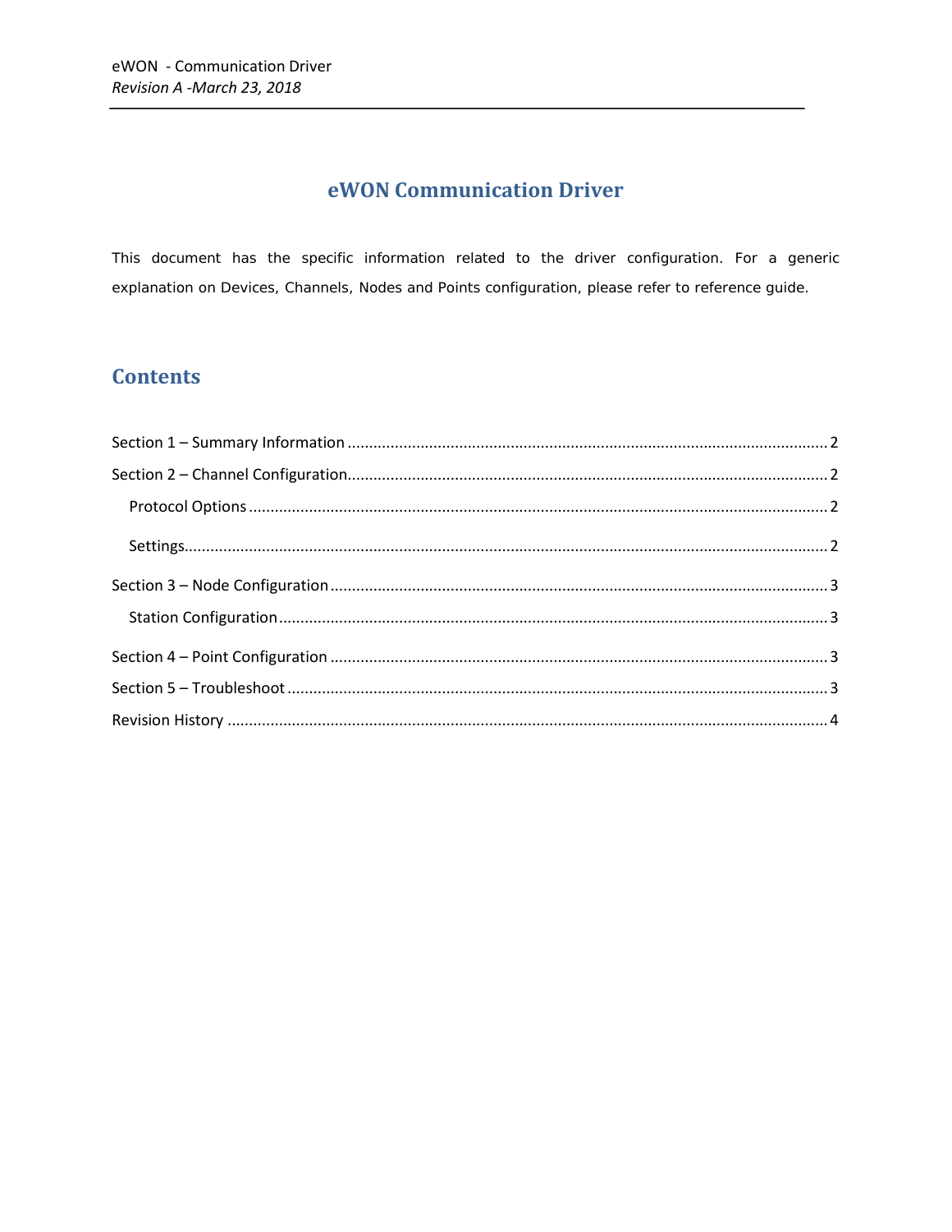# eWON Communication Driver

This document has the specific information related to the driver configuration. For a generic explanation on Devices, Channels, Nodes and Points configuration, please refer to reference guide.

## Contents

Section 1 – Summary Information ........ 2

Section 2 – Channel Configuration ........ 2

- Protocol Options ........ 2
- Settings ........ 2

Section 3 – Node Configuration ........ 3

- Station Configuration ........ 3

Section 4 – Point Configuration ........ 3

Section 5 – Troubleshoot ........ 3

Revision History ........ 4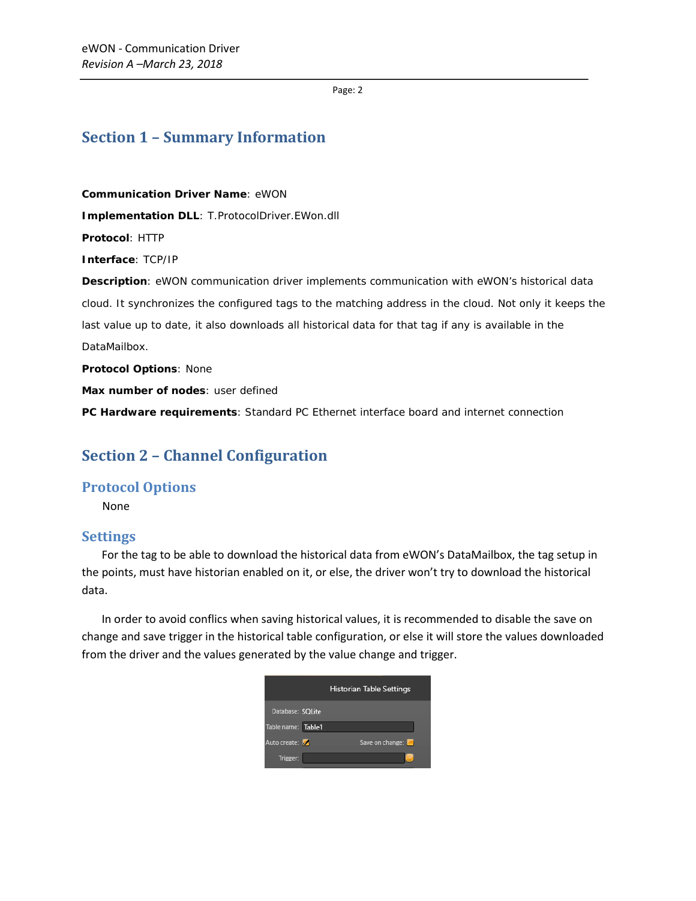# Section 1 – Summary Information

**Communication Driver Name**: eWON

**Implementation DLL**: T.ProtocolDriver.EWon.dll

**Protocol**: HTTP

**Interface**: TCP/IP

**Description**: eWON communication driver implements communication with eWON's historical data cloud. It synchronizes the configured tags to the matching address in the cloud. Not only it keeps the last value up to date, it also downloads all historical data for that tag if any is available in the DataMailbox.

**Protocol Options**: None

**Max number of nodes**: user defined

**PC Hardware requirements**: Standard PC Ethernet interface board and internet connection

# Section 2 – Channel Configuration

## Protocol Options

None

## Settings

For the tag to be able to download the historical data from eWON's DataMailbox, the tag setup in the points, must have historian enabled on it, or else, the driver won't try to download the historical data.

In order to avoid conflics when saving historical values, it is recommended to disable the save on change and save trigger in the historical table configuration, or else it will store the values downloaded from the driver and the values generated by the value change and trigger.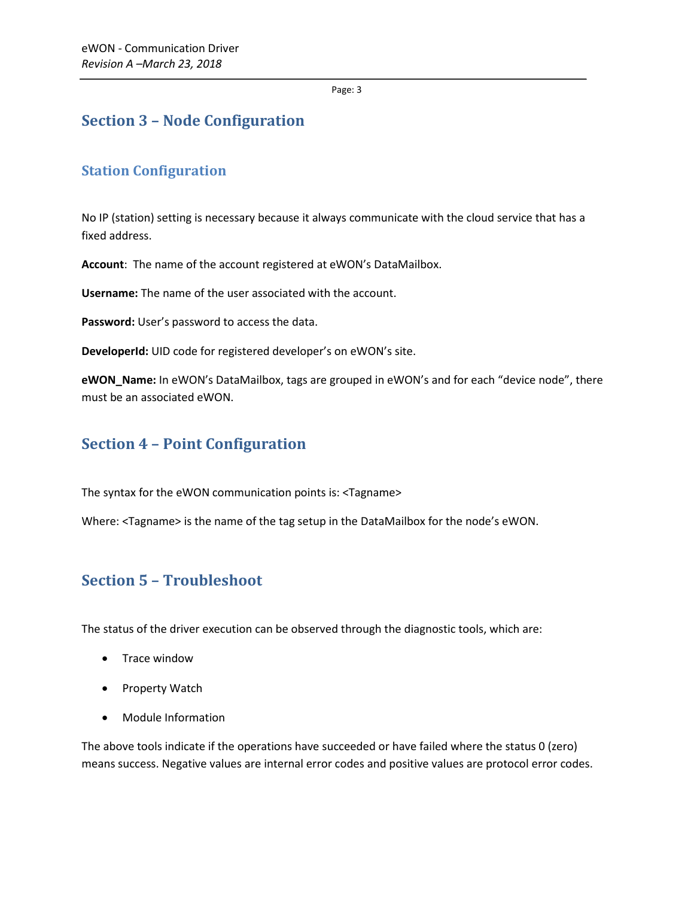## Section 3 – Node Configuration

### Station Configuration

No IP (station) setting is necessary because it always communicate with the cloud service that has a fixed address.

**Account**: The name of the account registered at eWON's DataMailbox.

**Username:** The name of the user associated with the account.

**Password:** User's password to access the data.

**DeveloperId:** UID code for registered developer's on eWON's site.

**eWON_Name:** In eWON's DataMailbox, tags are grouped in eWON's and for each "device node", there must be an associated eWON.

## Section 4 – Point Configuration

The syntax for the eWON communication points is: <Tagname>

Where: <Tagname> is the name of the tag setup in the DataMailbox for the node's eWON.

## Section 5 – Troubleshoot

The status of the driver execution can be observed through the diagnostic tools, which are:

- Trace window
- Property Watch
- Module Information

The above tools indicate if the operations have succeeded or have failed where the status 0 (zero) means success. Negative values are internal error codes and positive values are protocol error codes.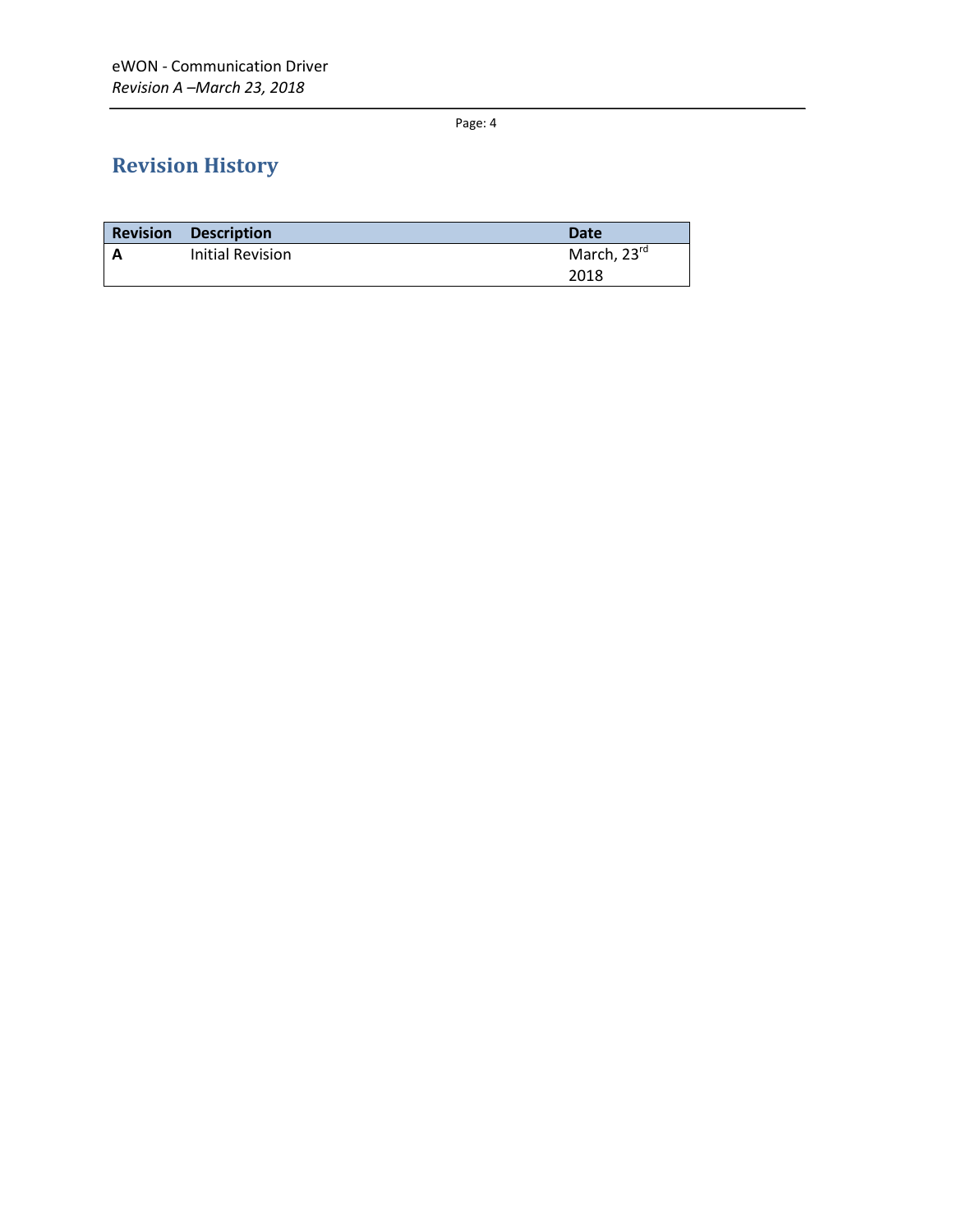## Revision History

| Revision | Description | Date |
|---|---|---|
| **A** | Initial Revision | March, 23rd 2018 |